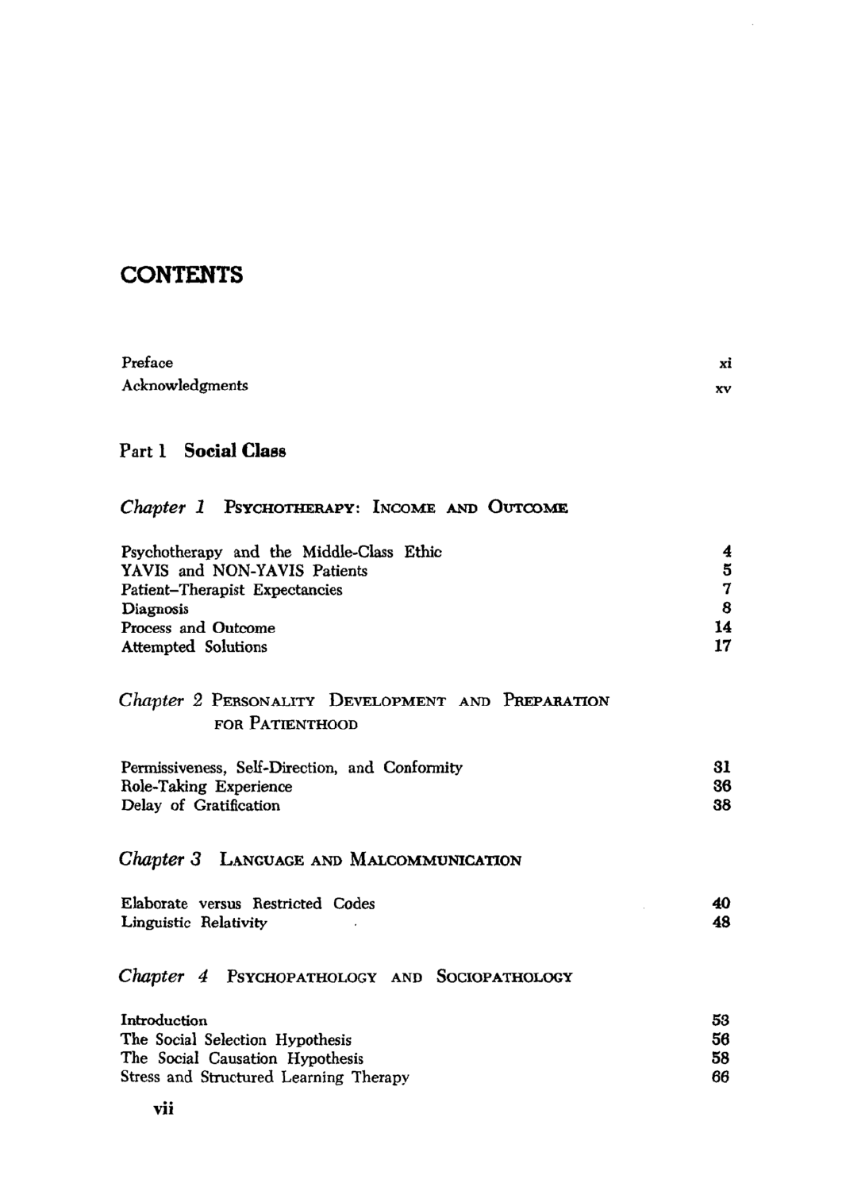# CONTENTS

Preface xi
Acknowledgments xv

## Part 1 Social Class

### *Chapter 1* Psychotherapy: Income and Outcome

Psychotherapy and the Middle-Class Ethic 4
YAVIS and NON-YAVIS Patients 5
Patient–Therapist Expectancies 7
Diagnosis 8
Process and Outcome 14
Attempted Solutions 17

### *Chapter 2* Personality Development and Preparation for Patienthood

Permissiveness, Self-Direction, and Conformity 31
Role-Taking Experience 36
Delay of Gratification 38

### *Chapter 3* Language and Malcommunication

Elaborate versus Restricted Codes 40
Linguistic Relativity 48

### *Chapter 4* Psychopathology and Sociopathology

Introduction 53
The Social Selection Hypothesis 56
The Social Causation Hypothesis 58
Stress and Structured Learning Therapy 66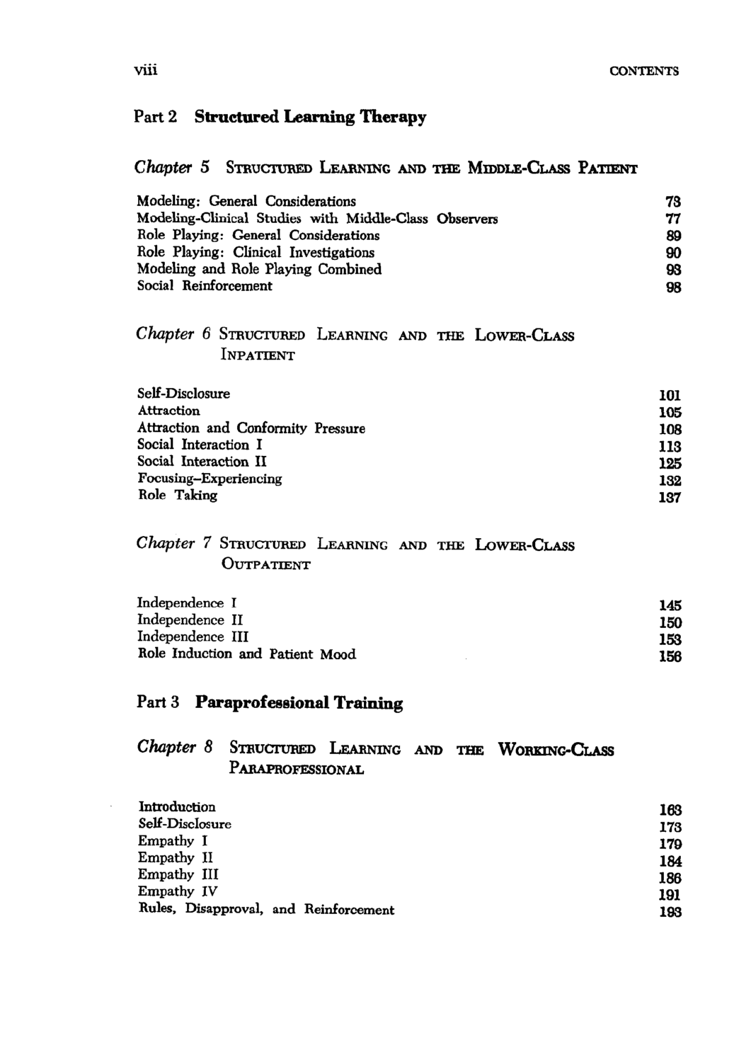## Part 2 Structured Learning Therapy

### *Chapter 5* Structured Learning and the Middle-Class Patient

| | |
|---|---|
| Modeling: General Considerations | 73 |
| Modeling-Clinical Studies with Middle-Class Observers | 77 |
| Role Playing: General Considerations | 89 |
| Role Playing: Clinical Investigations | 90 |
| Modeling and Role Playing Combined | 93 |
| Social Reinforcement | 98 |

### *Chapter 6* Structured Learning and the Lower-Class Inpatient

| | |
|---|---|
| Self-Disclosure | 101 |
| Attraction | 105 |
| Attraction and Conformity Pressure | 108 |
| Social Interaction I | 113 |
| Social Interaction II | 125 |
| Focusing–Experiencing | 132 |
| Role Taking | 137 |

### *Chapter 7* Structured Learning and the Lower-Class Outpatient

| | |
|---|---|
| Independence I | 145 |
| Independence II | 150 |
| Independence III | 153 |
| Role Induction and Patient Mood | 156 |

## Part 3 Paraprofessional Training

### *Chapter 8* Structured Learning and the Working-Class Paraprofessional

| | |
|---|---|
| Introduction | 163 |
| Self-Disclosure | 173 |
| Empathy I | 179 |
| Empathy II | 184 |
| Empathy III | 186 |
| Empathy IV | 191 |
| Rules, Disapproval, and Reinforcement | 193 |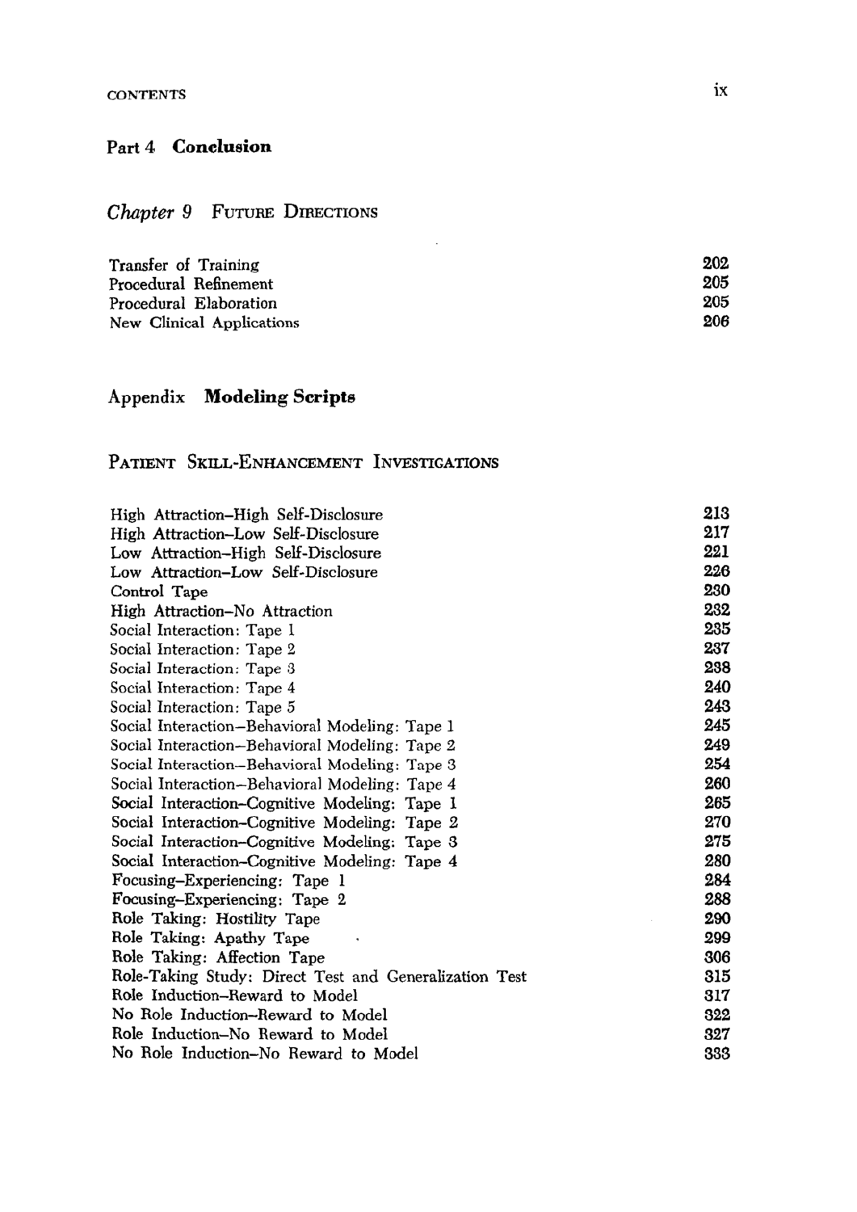## Part 4 Conclusion

### *Chapter 9* Future Directions

| | |
|---|---|
| Transfer of Training | 202 |
| Procedural Refinement | 205 |
| Procedural Elaboration | 205 |
| New Clinical Applications | 206 |

## Appendix **Modeling Scripts**

### Patient Skill-Enhancement Investigations

| | |
|---|---|
| High Attraction–High Self-Disclosure | 213 |
| High Attraction–Low Self-Disclosure | 217 |
| Low Attraction–High Self-Disclosure | 221 |
| Low Attraction–Low Self-Disclosure | 226 |
| Control Tape | 230 |
| High Attraction–No Attraction | 232 |
| Social Interaction: Tape 1 | 235 |
| Social Interaction: Tape 2 | 237 |
| Social Interaction: Tape 3 | 238 |
| Social Interaction: Tape 4 | 240 |
| Social Interaction: Tape 5 | 243 |
| Social Interaction–Behavioral Modeling: Tape 1 | 245 |
| Social Interaction–Behavioral Modeling: Tape 2 | 249 |
| Social Interaction–Behavioral Modeling: Tape 3 | 254 |
| Social Interaction–Behavioral Modeling: Tape 4 | 260 |
| Social Interaction–Cognitive Modeling: Tape 1 | 265 |
| Social Interaction–Cognitive Modeling: Tape 2 | 270 |
| Social Interaction–Cognitive Modeling: Tape 3 | 275 |
| Social Interaction–Cognitive Modeling: Tape 4 | 280 |
| Focusing–Experiencing: Tape 1 | 284 |
| Focusing–Experiencing: Tape 2 | 288 |
| Role Taking: Hostility Tape | 290 |
| Role Taking: Apathy Tape | 299 |
| Role Taking: Affection Tape | 306 |
| Role-Taking Study: Direct Test and Generalization Test | 315 |
| Role Induction–Reward to Model | 317 |
| No Role Induction–Reward to Model | 322 |
| Role Induction–No Reward to Model | 327 |
| No Role Induction–No Reward to Model | 333 |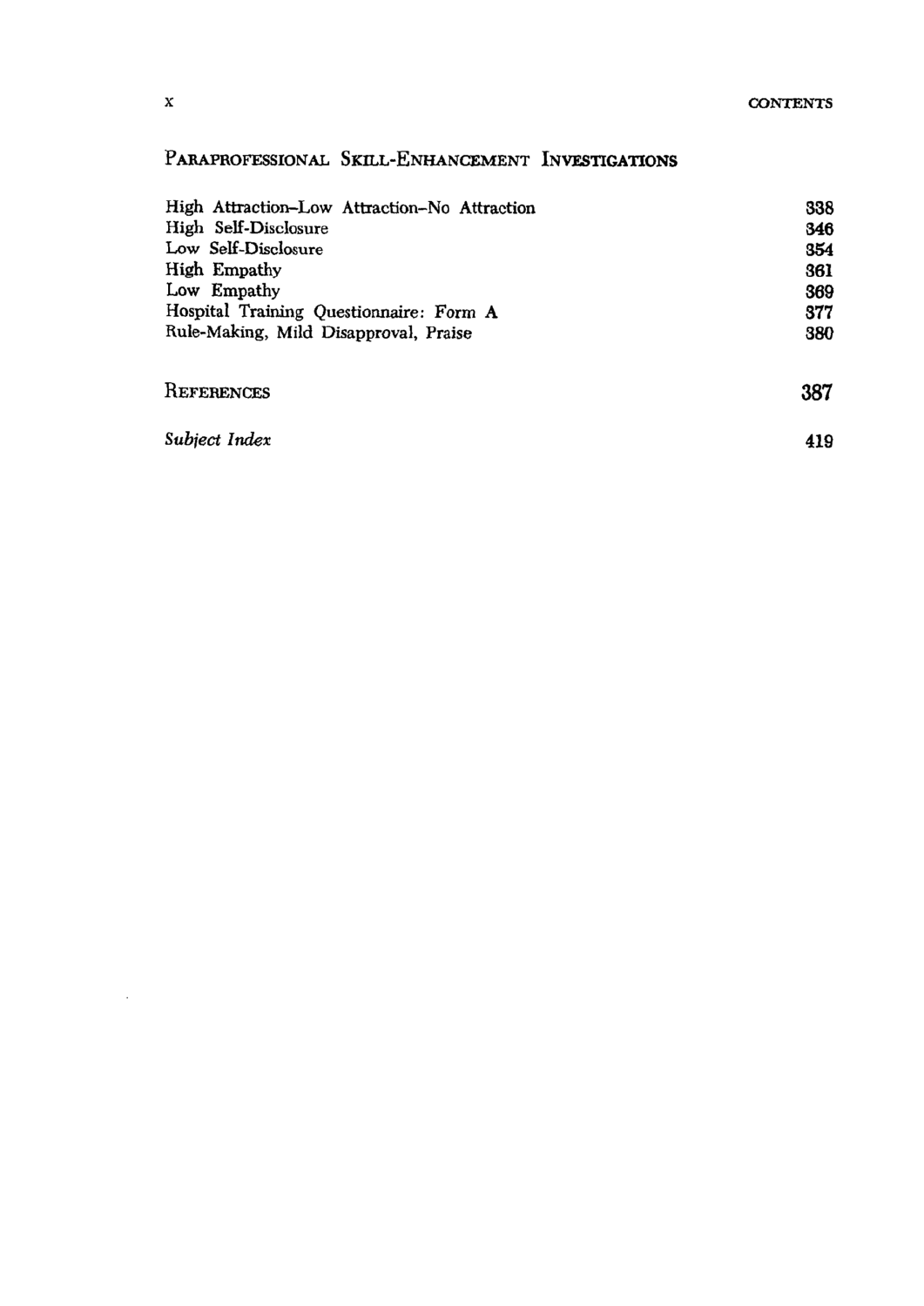## Paraprofessional Skill-Enhancement Investigations

| | |
|---|---|
| High Attraction–Low Attraction–No Attraction | 338 |
| High Self-Disclosure | 346 |
| Low Self-Disclosure | 354 |
| High Empathy | 361 |
| Low Empathy | 369 |
| Hospital Training Questionnaire: Form A | 377 |
| Rule-Making, Mild Disapproval, Praise | 380 |

## References 387

*Subject Index* 419